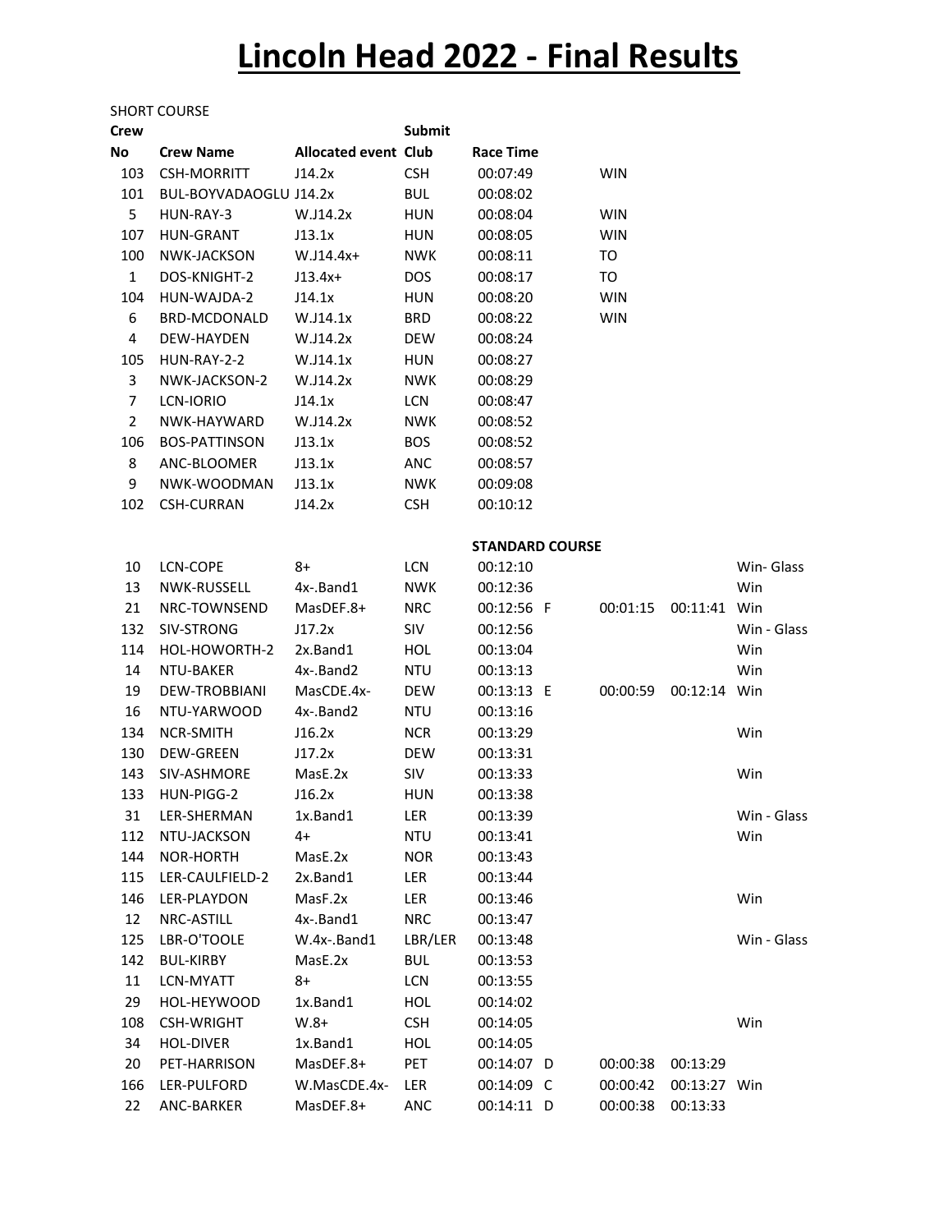# Lincoln Head 2022 - Final Results

SHORT COURSE

| Crew No | Crew Name | Allocated event | Submit Club | Race Time | | |
|---|---|---|---|---|---|---|
| 103 | CSH-MORRITT | J14.2x | CSH | 00:07:49 | | WIN |
| 101 | BUL-BOYVADAOGLU | J14.2x | BUL | 00:08:02 | | |
| 5 | HUN-RAY-3 | W.J14.2x | HUN | 00:08:04 | | WIN |
| 107 | HUN-GRANT | J13.1x | HUN | 00:08:05 | | WIN |
| 100 | NWK-JACKSON | W.J14.4x+ | NWK | 00:08:11 | | TO |
| 1 | DOS-KNIGHT-2 | J13.4x+ | DOS | 00:08:17 | | TO |
| 104 | HUN-WAJDA-2 | J14.1x | HUN | 00:08:20 | | WIN |
| 6 | BRD-MCDONALD | W.J14.1x | BRD | 00:08:22 | | WIN |
| 4 | DEW-HAYDEN | W.J14.2x | DEW | 00:08:24 | | |
| 105 | HUN-RAY-2-2 | W.J14.1x | HUN | 00:08:27 | | |
| 3 | NWK-JACKSON-2 | W.J14.2x | NWK | 00:08:29 | | |
| 7 | LCN-IORIO | J14.1x | LCN | 00:08:47 | | |
| 2 | NWK-HAYWARD | W.J14.2x | NWK | 00:08:52 | | |
| 106 | BOS-PATTINSON | J13.1x | BOS | 00:08:52 | | |
| 8 | ANC-BLOOMER | J13.1x | ANC | 00:08:57 | | |
| 9 | NWK-WOODMAN | J13.1x | NWK | 00:09:08 | | |
| 102 | CSH-CURRAN | J14.2x | CSH | 00:10:12 | | |

STANDARD COURSE

| Crew No | Crew Name | Allocated event | Submit Club | Race Time | | | | |
|---|---|---|---|---|---|---|---|---|
| 10 | LCN-COPE | 8+ | LCN | 00:12:10 | | | | Win- Glass |
| 13 | NWK-RUSSELL | 4x-.Band1 | NWK | 00:12:36 | | | | Win |
| 21 | NRC-TOWNSEND | MasDEF.8+ | NRC | 00:12:56 | F | 00:01:15 | 00:11:41 | Win |
| 132 | SIV-STRONG | J17.2x | SIV | 00:12:56 | | | | Win - Glass |
| 114 | HOL-HOWORTH-2 | 2x.Band1 | HOL | 00:13:04 | | | | Win |
| 14 | NTU-BAKER | 4x-.Band2 | NTU | 00:13:13 | | | | Win |
| 19 | DEW-TROBBIANI | MasCDE.4x- | DEW | 00:13:13 | E | 00:00:59 | 00:12:14 | Win |
| 16 | NTU-YARWOOD | 4x-.Band2 | NTU | 00:13:16 | | | | |
| 134 | NCR-SMITH | J16.2x | NCR | 00:13:29 | | | | Win |
| 130 | DEW-GREEN | J17.2x | DEW | 00:13:31 | | | | |
| 143 | SIV-ASHMORE | MasE.2x | SIV | 00:13:33 | | | | Win |
| 133 | HUN-PIGG-2 | J16.2x | HUN | 00:13:38 | | | | |
| 31 | LER-SHERMAN | 1x.Band1 | LER | 00:13:39 | | | | Win - Glass |
| 112 | NTU-JACKSON | 4+ | NTU | 00:13:41 | | | | Win |
| 144 | NOR-HORTH | MasE.2x | NOR | 00:13:43 | | | | |
| 115 | LER-CAULFIELD-2 | 2x.Band1 | LER | 00:13:44 | | | | |
| 146 | LER-PLAYDON | MasF.2x | LER | 00:13:46 | | | | Win |
| 12 | NRC-ASTILL | 4x-.Band1 | NRC | 00:13:47 | | | | |
| 125 | LBR-O'TOOLE | W.4x-.Band1 | LBR/LER | 00:13:48 | | | | Win - Glass |
| 142 | BUL-KIRBY | MasE.2x | BUL | 00:13:53 | | | | |
| 11 | LCN-MYATT | 8+ | LCN | 00:13:55 | | | | |
| 29 | HOL-HEYWOOD | 1x.Band1 | HOL | 00:14:02 | | | | |
| 108 | CSH-WRIGHT | W.8+ | CSH | 00:14:05 | | | | Win |
| 34 | HOL-DIVER | 1x.Band1 | HOL | 00:14:05 | | | | |
| 20 | PET-HARRISON | MasDEF.8+ | PET | 00:14:07 | D | 00:00:38 | 00:13:29 | |
| 166 | LER-PULFORD | W.MasCDE.4x- | LER | 00:14:09 | C | 00:00:42 | 00:13:27 | Win |
| 22 | ANC-BARKER | MasDEF.8+ | ANC | 00:14:11 | D | 00:00:38 | 00:13:33 | |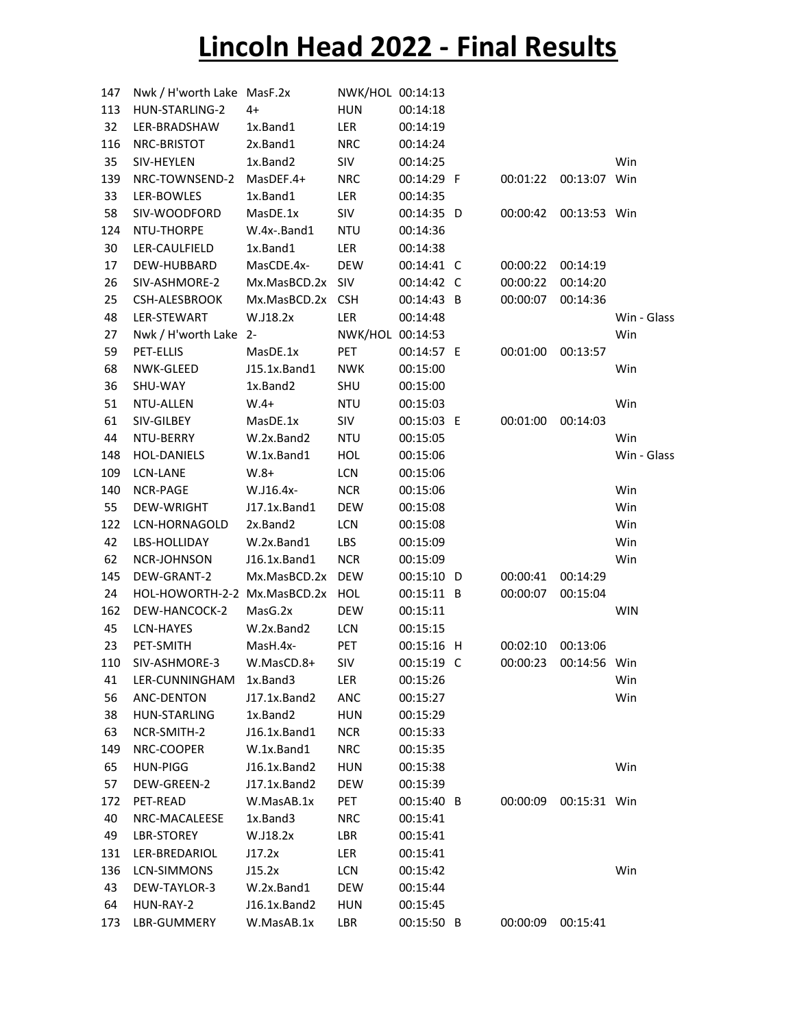# Lincoln Head 2022 - Final Results

| | | | | | | | | |
|---|---|---|---|---|---|---|---|---|
| 147 | Nwk / H'worth Lake | MasF.2x | NWK/HOL | 00:14:13 | | | | |
| 113 | HUN-STARLING-2 | 4+ | HUN | 00:14:18 | | | | |
| 32 | LER-BRADSHAW | 1x.Band1 | LER | 00:14:19 | | | | |
| 116 | NRC-BRISTOT | 2x.Band1 | NRC | 00:14:24 | | | | |
| 35 | SIV-HEYLEN | 1x.Band2 | SIV | 00:14:25 | | | | Win |
| 139 | NRC-TOWNSEND-2 | MasDEF.4+ | NRC | 00:14:29 | F | 00:01:22 | 00:13:07 | Win |
| 33 | LER-BOWLES | 1x.Band1 | LER | 00:14:35 | | | | |
| 58 | SIV-WOODFORD | MasDE.1x | SIV | 00:14:35 | D | 00:00:42 | 00:13:53 | Win |
| 124 | NTU-THORPE | W.4x-.Band1 | NTU | 00:14:36 | | | | |
| 30 | LER-CAULFIELD | 1x.Band1 | LER | 00:14:38 | | | | |
| 17 | DEW-HUBBARD | MasCDE.4x- | DEW | 00:14:41 | C | 00:00:22 | 00:14:19 | |
| 26 | SIV-ASHMORE-2 | Mx.MasBCD.2x | SIV | 00:14:42 | C | 00:00:22 | 00:14:20 | |
| 25 | CSH-ALESBROOK | Mx.MasBCD.2x | CSH | 00:14:43 | B | 00:00:07 | 00:14:36 | |
| 48 | LER-STEWART | W.J18.2x | LER | 00:14:48 | | | | Win - Glass |
| 27 | Nwk / H'worth Lake | 2- | NWK/HOL | 00:14:53 | | | | Win |
| 59 | PET-ELLIS | MasDE.1x | PET | 00:14:57 | E | 00:01:00 | 00:13:57 | |
| 68 | NWK-GLEED | J15.1x.Band1 | NWK | 00:15:00 | | | | Win |
| 36 | SHU-WAY | 1x.Band2 | SHU | 00:15:00 | | | | |
| 51 | NTU-ALLEN | W.4+ | NTU | 00:15:03 | | | | Win |
| 61 | SIV-GILBEY | MasDE.1x | SIV | 00:15:03 | E | 00:01:00 | 00:14:03 | |
| 44 | NTU-BERRY | W.2x.Band2 | NTU | 00:15:05 | | | | Win |
| 148 | HOL-DANIELS | W.1x.Band1 | HOL | 00:15:06 | | | | Win - Glass |
| 109 | LCN-LANE | W.8+ | LCN | 00:15:06 | | | | |
| 140 | NCR-PAGE | W.J16.4x- | NCR | 00:15:06 | | | | Win |
| 55 | DEW-WRIGHT | J17.1x.Band1 | DEW | 00:15:08 | | | | Win |
| 122 | LCN-HORNAGOLD | 2x.Band2 | LCN | 00:15:08 | | | | Win |
| 42 | LBS-HOLLIDAY | W.2x.Band1 | LBS | 00:15:09 | | | | Win |
| 62 | NCR-JOHNSON | J16.1x.Band1 | NCR | 00:15:09 | | | | Win |
| 145 | DEW-GRANT-2 | Mx.MasBCD.2x | DEW | 00:15:10 | D | 00:00:41 | 00:14:29 | |
| 24 | HOL-HOWORTH-2-2 | Mx.MasBCD.2x | HOL | 00:15:11 | B | 00:00:07 | 00:15:04 | |
| 162 | DEW-HANCOCK-2 | MasG.2x | DEW | 00:15:11 | | | | WIN |
| 45 | LCN-HAYES | W.2x.Band2 | LCN | 00:15:15 | | | | |
| 23 | PET-SMITH | MasH.4x- | PET | 00:15:16 | H | 00:02:10 | 00:13:06 | |
| 110 | SIV-ASHMORE-3 | W.MasCD.8+ | SIV | 00:15:19 | C | 00:00:23 | 00:14:56 | Win |
| 41 | LER-CUNNINGHAM | 1x.Band3 | LER | 00:15:26 | | | | Win |
| 56 | ANC-DENTON | J17.1x.Band2 | ANC | 00:15:27 | | | | Win |
| 38 | HUN-STARLING | 1x.Band2 | HUN | 00:15:29 | | | | |
| 63 | NCR-SMITH-2 | J16.1x.Band1 | NCR | 00:15:33 | | | | |
| 149 | NRC-COOPER | W.1x.Band1 | NRC | 00:15:35 | | | | |
| 65 | HUN-PIGG | J16.1x.Band2 | HUN | 00:15:38 | | | | Win |
| 57 | DEW-GREEN-2 | J17.1x.Band2 | DEW | 00:15:39 | | | | |
| 172 | PET-READ | W.MasAB.1x | PET | 00:15:40 | B | 00:00:09 | 00:15:31 | Win |
| 40 | NRC-MACALEESE | 1x.Band3 | NRC | 00:15:41 | | | | |
| 49 | LBR-STOREY | W.J18.2x | LBR | 00:15:41 | | | | |
| 131 | LER-BREDARIOL | J17.2x | LER | 00:15:41 | | | | |
| 136 | LCN-SIMMONS | J15.2x | LCN | 00:15:42 | | | | Win |
| 43 | DEW-TAYLOR-3 | W.2x.Band1 | DEW | 00:15:44 | | | | |
| 64 | HUN-RAY-2 | J16.1x.Band2 | HUN | 00:15:45 | | | | |
| 173 | LBR-GUMMERY | W.MasAB.1x | LBR | 00:15:50 | B | 00:00:09 | 00:15:41 | |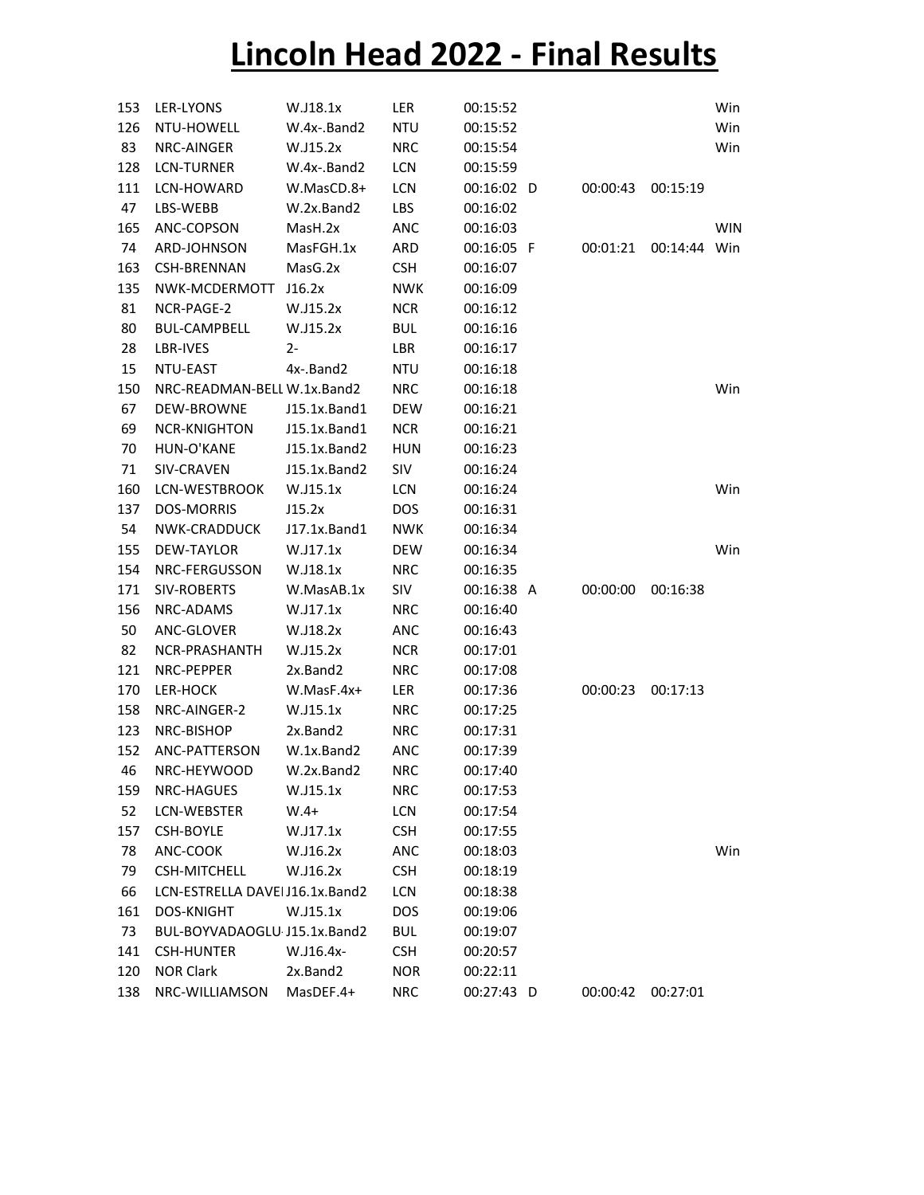# Lincoln Head 2022 - Final Results

| | | | | | | | | |
|---|---|---|---|---|---|---|---|---|
| 153 | LER-LYONS | W.J18.1x | LER | 00:15:52 | | | | Win |
| 126 | NTU-HOWELL | W.4x-.Band2 | NTU | 00:15:52 | | | | Win |
| 83 | NRC-AINGER | W.J15.2x | NRC | 00:15:54 | | | | Win |
| 128 | LCN-TURNER | W.4x-.Band2 | LCN | 00:15:59 | | | | |
| 111 | LCN-HOWARD | W.MasCD.8+ | LCN | 00:16:02 | D | 00:00:43 | 00:15:19 | |
| 47 | LBS-WEBB | W.2x.Band2 | LBS | 00:16:02 | | | | |
| 165 | ANC-COPSON | MasH.2x | ANC | 00:16:03 | | | | WIN |
| 74 | ARD-JOHNSON | MasFGH.1x | ARD | 00:16:05 | F | 00:01:21 | 00:14:44 | Win |
| 163 | CSH-BRENNAN | MasG.2x | CSH | 00:16:07 | | | | |
| 135 | NWK-MCDERMOTT | J16.2x | NWK | 00:16:09 | | | | |
| 81 | NCR-PAGE-2 | W.J15.2x | NCR | 00:16:12 | | | | |
| 80 | BUL-CAMPBELL | W.J15.2x | BUL | 00:16:16 | | | | |
| 28 | LBR-IVES | 2- | LBR | 00:16:17 | | | | |
| 15 | NTU-EAST | 4x-.Band2 | NTU | 00:16:18 | | | | |
| 150 | NRC-READMAN-BELL | W.1x.Band2 | NRC | 00:16:18 | | | | Win |
| 67 | DEW-BROWNE | J15.1x.Band1 | DEW | 00:16:21 | | | | |
| 69 | NCR-KNIGHTON | J15.1x.Band1 | NCR | 00:16:21 | | | | |
| 70 | HUN-O'KANE | J15.1x.Band2 | HUN | 00:16:23 | | | | |
| 71 | SIV-CRAVEN | J15.1x.Band2 | SIV | 00:16:24 | | | | |
| 160 | LCN-WESTBROOK | W.J15.1x | LCN | 00:16:24 | | | | Win |
| 137 | DOS-MORRIS | J15.2x | DOS | 00:16:31 | | | | |
| 54 | NWK-CRADDUCK | J17.1x.Band1 | NWK | 00:16:34 | | | | |
| 155 | DEW-TAYLOR | W.J17.1x | DEW | 00:16:34 | | | | Win |
| 154 | NRC-FERGUSSON | W.J18.1x | NRC | 00:16:35 | | | | |
| 171 | SIV-ROBERTS | W.MasAB.1x | SIV | 00:16:38 | A | 00:00:00 | 00:16:38 | |
| 156 | NRC-ADAMS | W.J17.1x | NRC | 00:16:40 | | | | |
| 50 | ANC-GLOVER | W.J18.2x | ANC | 00:16:43 | | | | |
| 82 | NCR-PRASHANTH | W.J15.2x | NCR | 00:17:01 | | | | |
| 121 | NRC-PEPPER | 2x.Band2 | NRC | 00:17:08 | | | | |
| 170 | LER-HOCK | W.MasF.4x+ | LER | 00:17:36 | | 00:00:23 | 00:17:13 | |
| 158 | NRC-AINGER-2 | W.J15.1x | NRC | 00:17:25 | | | | |
| 123 | NRC-BISHOP | 2x.Band2 | NRC | 00:17:31 | | | | |
| 152 | ANC-PATTERSON | W.1x.Band2 | ANC | 00:17:39 | | | | |
| 46 | NRC-HEYWOOD | W.2x.Band2 | NRC | 00:17:40 | | | | |
| 159 | NRC-HAGUES | W.J15.1x | NRC | 00:17:53 | | | | |
| 52 | LCN-WEBSTER | W.4+ | LCN | 00:17:54 | | | | |
| 157 | CSH-BOYLE | W.J17.1x | CSH | 00:17:55 | | | | |
| 78 | ANC-COOK | W.J16.2x | ANC | 00:18:03 | | | | Win |
| 79 | CSH-MITCHELL | W.J16.2x | CSH | 00:18:19 | | | | |
| 66 | LCN-ESTRELLA DAVEI | J16.1x.Band2 | LCN | 00:18:38 | | | | |
| 161 | DOS-KNIGHT | W.J15.1x | DOS | 00:19:06 | | | | |
| 73 | BUL-BOYVADAOGLU | J15.1x.Band2 | BUL | 00:19:07 | | | | |
| 141 | CSH-HUNTER | W.J16.4x- | CSH | 00:20:57 | | | | |
| 120 | NOR Clark | 2x.Band2 | NOR | 00:22:11 | | | | |
| 138 | NRC-WILLIAMSON | MasDEF.4+ | NRC | 00:27:43 | D | 00:00:42 | 00:27:01 | |